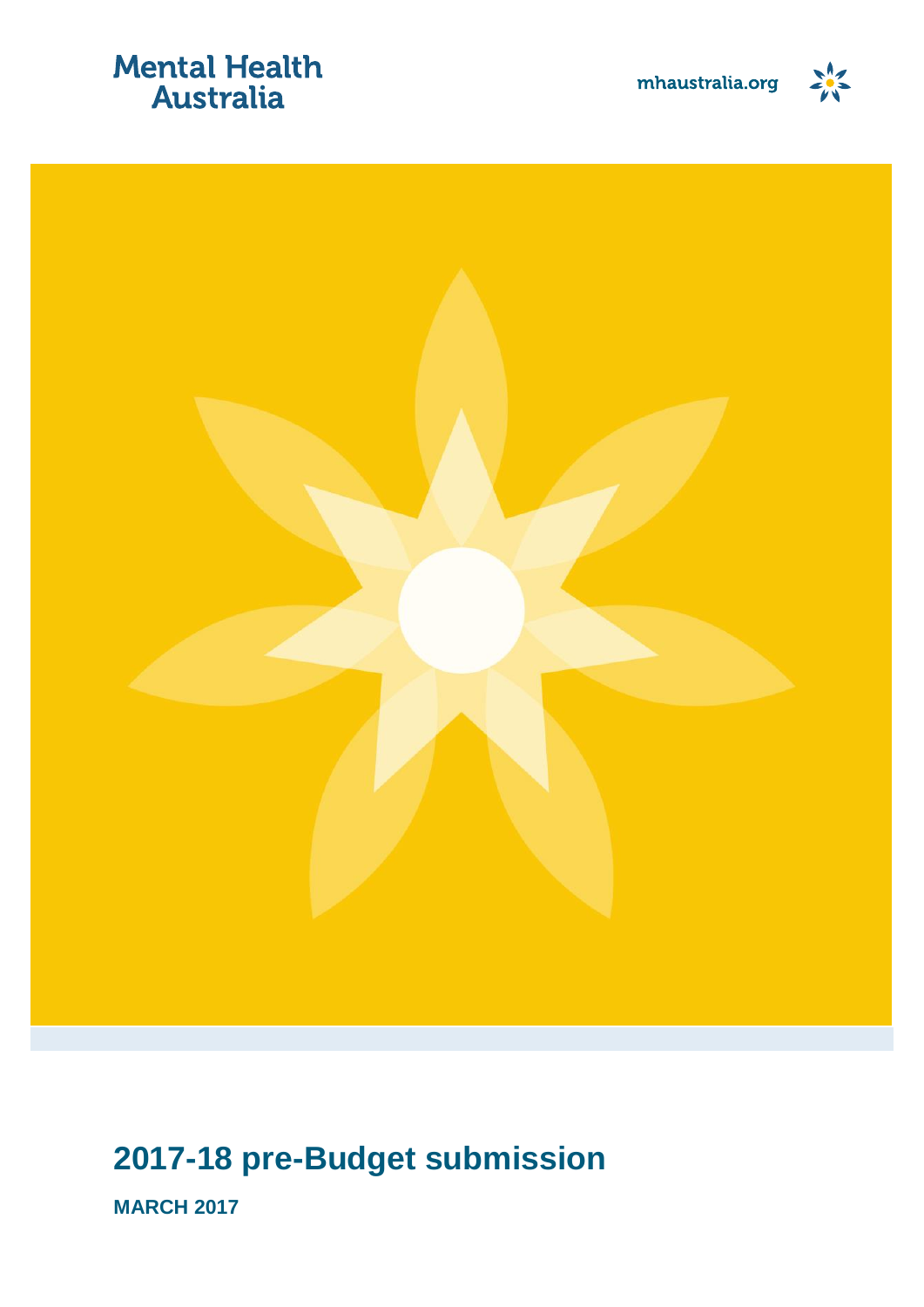Mental Health Australia

mhaustralia.org

# 2017-18 pre-Budget submission

**MARCH 2017**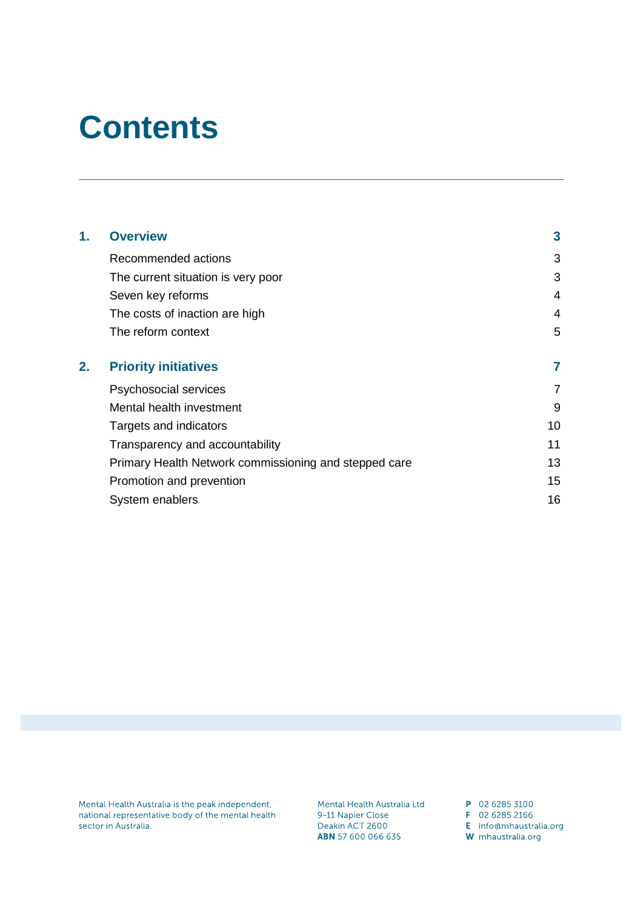# Contents

| | | |
|---|---|---|
| **1.** | **Overview** | **3** |
| | Recommended actions | 3 |
| | The current situation is very poor | 3 |
| | Seven key reforms | 4 |
| | The costs of inaction are high | 4 |
| | The reform context | 5 |
| **2.** | **Priority initiatives** | **7** |
| | Psychosocial services | 7 |
| | Mental health investment | 9 |
| | Targets and indicators | 10 |
| | Transparency and accountability | 11 |
| | Primary Health Network commissioning and stepped care | 13 |
| | Promotion and prevention | 15 |
| | System enablers | 16 |

Mental Health Australia is the peak independent, national representative body of the mental health sector in Australia.

Mental Health Australia Ltd
9-11 Napier Close
Deakin ACT 2600
**ABN** 57 600 066 635

**P** 02 6285 3100
**F** 02 6285 2166
**E** info@mhaustralia.org
**W** mhaustralia.org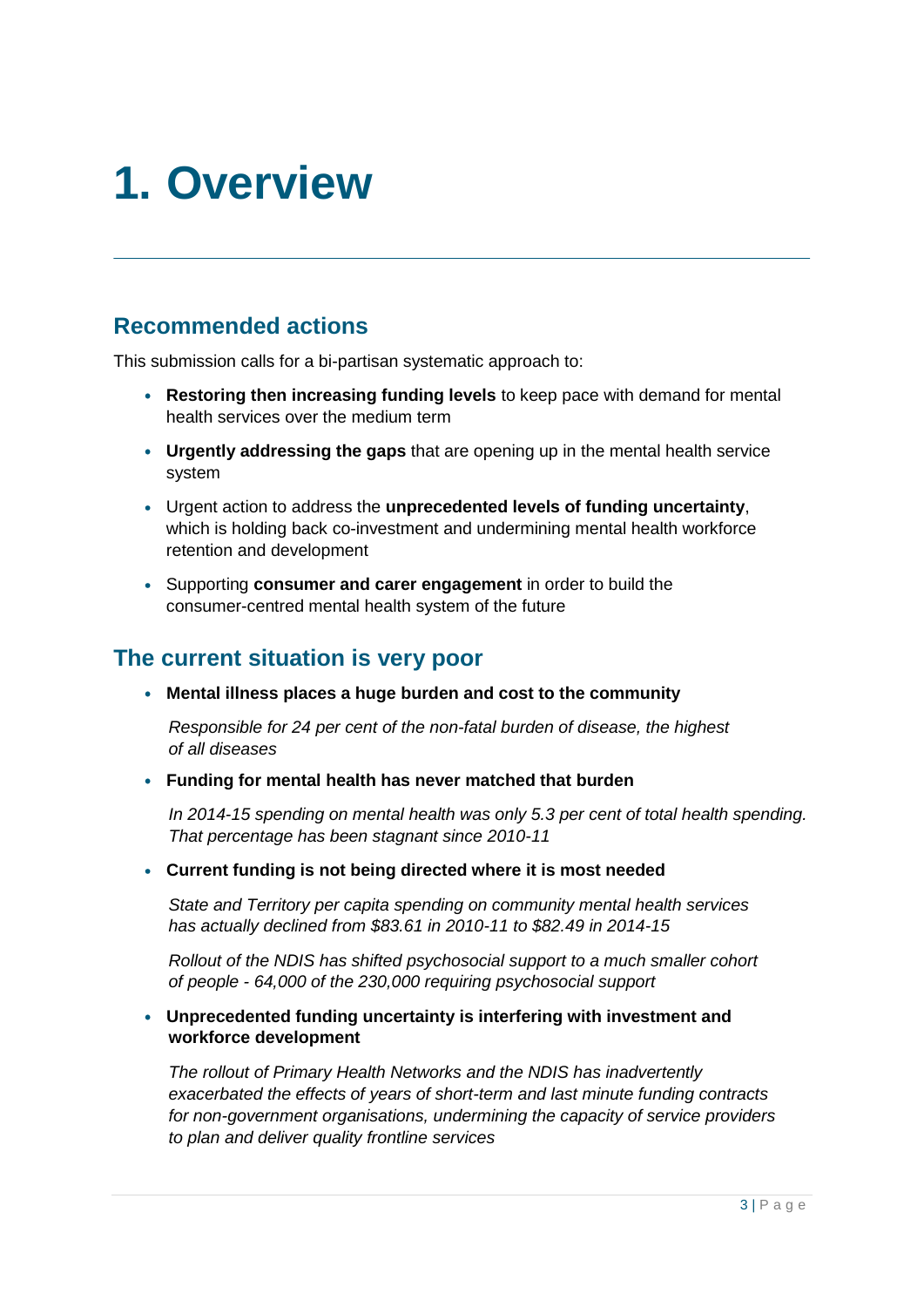# 1. Overview

## Recommended actions

This submission calls for a bi-partisan systematic approach to:

- **Restoring then increasing funding levels** to keep pace with demand for mental health services over the medium term
- **Urgently addressing the gaps** that are opening up in the mental health service system
- Urgent action to address the **unprecedented levels of funding uncertainty**, which is holding back co-investment and undermining mental health workforce retention and development
- Supporting **consumer and carer engagement** in order to build the consumer-centred mental health system of the future

## The current situation is very poor

- **Mental illness places a huge burden and cost to the community**

  *Responsible for 24 per cent of the non-fatal burden of disease, the highest of all diseases*

- **Funding for mental health has never matched that burden**

  *In 2014-15 spending on mental health was only 5.3 per cent of total health spending. That percentage has been stagnant since 2010-11*

- **Current funding is not being directed where it is most needed**

  *State and Territory per capita spending on community mental health services has actually declined from $83.61 in 2010-11 to $82.49 in 2014-15*

  *Rollout of the NDIS has shifted psychosocial support to a much smaller cohort of people - 64,000 of the 230,000 requiring psychosocial support*

- **Unprecedented funding uncertainty is interfering with investment and workforce development**

  *The rollout of Primary Health Networks and the NDIS has inadvertently exacerbated the effects of years of short-term and last minute funding contracts for non-government organisations, undermining the capacity of service providers to plan and deliver quality frontline services*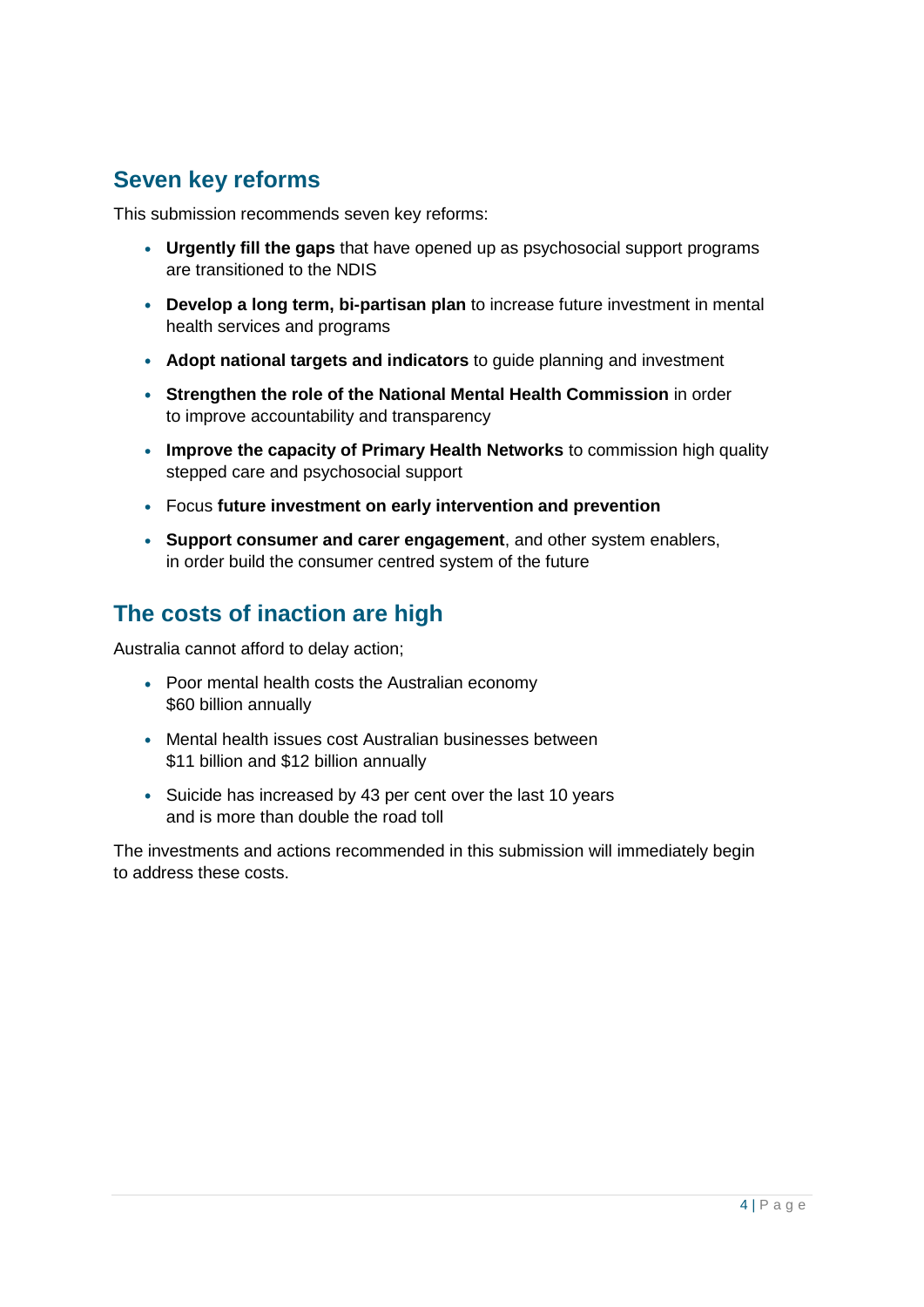## Seven key reforms

This submission recommends seven key reforms:

- **Urgently fill the gaps** that have opened up as psychosocial support programs are transitioned to the NDIS
- **Develop a long term, bi-partisan plan** to increase future investment in mental health services and programs
- **Adopt national targets and indicators** to guide planning and investment
- **Strengthen the role of the National Mental Health Commission** in order to improve accountability and transparency
- **Improve the capacity of Primary Health Networks** to commission high quality stepped care and psychosocial support
- Focus **future investment on early intervention and prevention**
- **Support consumer and carer engagement**, and other system enablers, in order build the consumer centred system of the future

## The costs of inaction are high

Australia cannot afford to delay action;

- Poor mental health costs the Australian economy $60 billion annually
- Mental health issues cost Australian businesses between $11 billion and $12 billion annually
- Suicide has increased by 43 per cent over the last 10 years and is more than double the road toll

The investments and actions recommended in this submission will immediately begin to address these costs.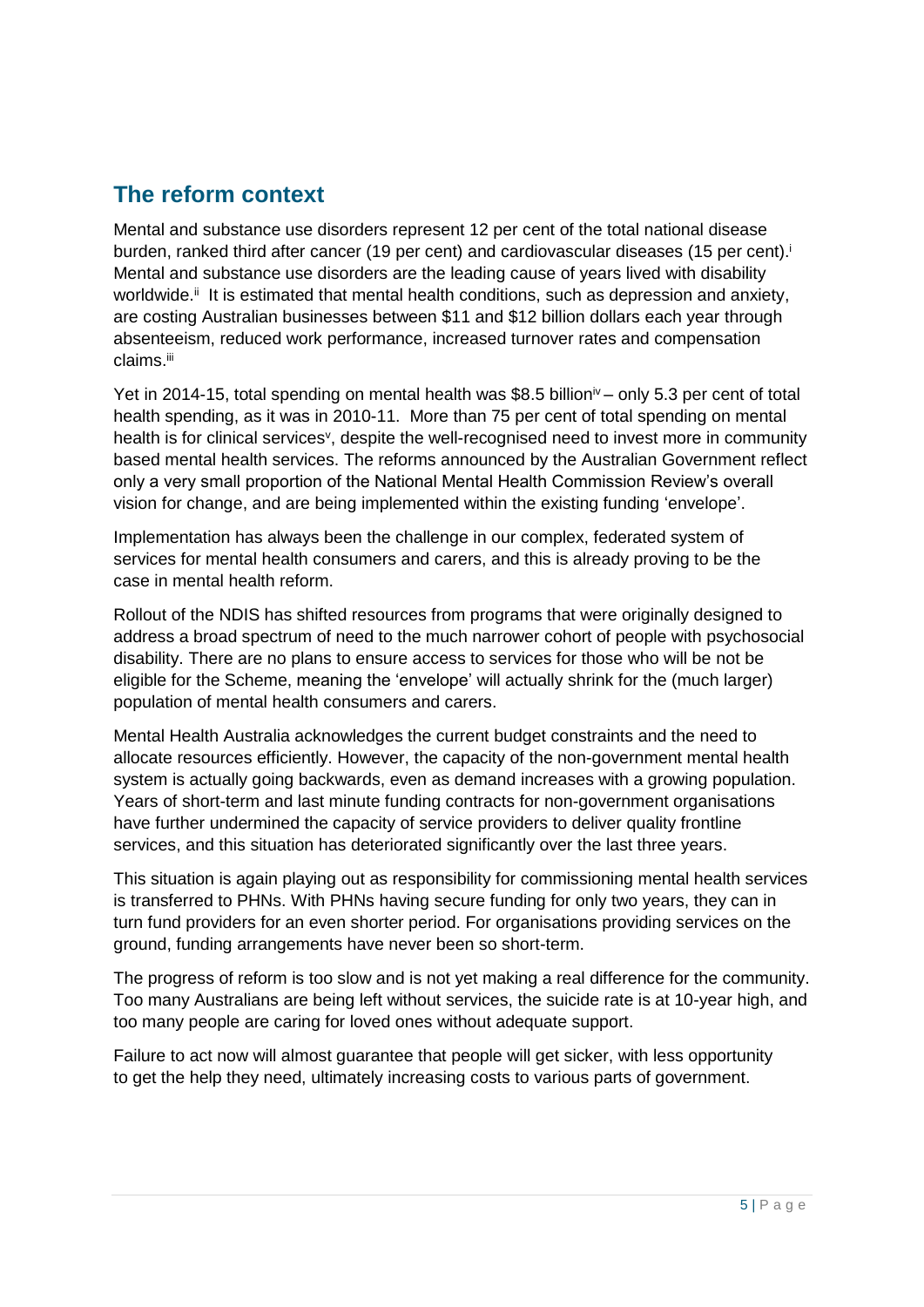## The reform context

Mental and substance use disorders represent 12 per cent of the total national disease burden, ranked third after cancer (19 per cent) and cardiovascular diseases (15 per cent).[i] Mental and substance use disorders are the leading cause of years lived with disability worldwide.[ii] It is estimated that mental health conditions, such as depression and anxiety, are costing Australian businesses between $11 and $12 billion dollars each year through absenteeism, reduced work performance, increased turnover rates and compensation claims.[iii]

Yet in 2014-15, total spending on mental health was $8.5 billion[iv] – only 5.3 per cent of total health spending, as it was in 2010-11. More than 75 per cent of total spending on mental health is for clinical services[v], despite the well-recognised need to invest more in community based mental health services. The reforms announced by the Australian Government reflect only a very small proportion of the National Mental Health Commission Review's overall vision for change, and are being implemented within the existing funding 'envelope'.

Implementation has always been the challenge in our complex, federated system of services for mental health consumers and carers, and this is already proving to be the case in mental health reform.

Rollout of the NDIS has shifted resources from programs that were originally designed to address a broad spectrum of need to the much narrower cohort of people with psychosocial disability. There are no plans to ensure access to services for those who will be not be eligible for the Scheme, meaning the 'envelope' will actually shrink for the (much larger) population of mental health consumers and carers.

Mental Health Australia acknowledges the current budget constraints and the need to allocate resources efficiently. However, the capacity of the non-government mental health system is actually going backwards, even as demand increases with a growing population. Years of short-term and last minute funding contracts for non-government organisations have further undermined the capacity of service providers to deliver quality frontline services, and this situation has deteriorated significantly over the last three years.

This situation is again playing out as responsibility for commissioning mental health services is transferred to PHNs. With PHNs having secure funding for only two years, they can in turn fund providers for an even shorter period. For organisations providing services on the ground, funding arrangements have never been so short-term.

The progress of reform is too slow and is not yet making a real difference for the community. Too many Australians are being left without services, the suicide rate is at 10-year high, and too many people are caring for loved ones without adequate support.

Failure to act now will almost guarantee that people will get sicker, with less opportunity to get the help they need, ultimately increasing costs to various parts of government.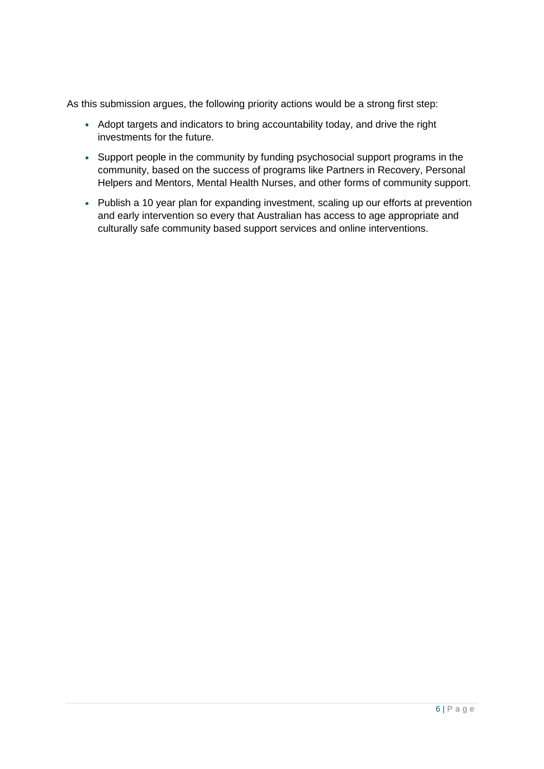As this submission argues, the following priority actions would be a strong first step:

- Adopt targets and indicators to bring accountability today, and drive the right investments for the future.
- Support people in the community by funding psychosocial support programs in the community, based on the success of programs like Partners in Recovery, Personal Helpers and Mentors, Mental Health Nurses, and other forms of community support.
- Publish a 10 year plan for expanding investment, scaling up our efforts at prevention and early intervention so every that Australian has access to age appropriate and culturally safe community based support services and online interventions.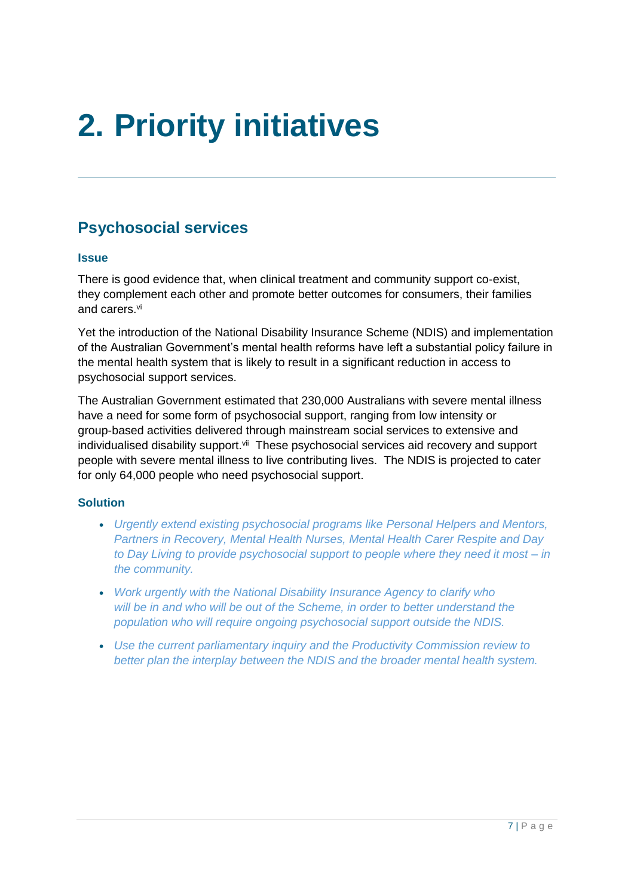# 2. Priority initiatives

## Psychosocial services

### Issue

There is good evidence that, when clinical treatment and community support co-exist, they complement each other and promote better outcomes for consumers, their families and carers.[vi]

Yet the introduction of the National Disability Insurance Scheme (NDIS) and implementation of the Australian Government's mental health reforms have left a substantial policy failure in the mental health system that is likely to result in a significant reduction in access to psychosocial support services.

The Australian Government estimated that 230,000 Australians with severe mental illness have a need for some form of psychosocial support, ranging from low intensity or group-based activities delivered through mainstream social services to extensive and individualised disability support.[vii] These psychosocial services aid recovery and support people with severe mental illness to live contributing lives. The NDIS is projected to cater for only 64,000 people who need psychosocial support.

### Solution

- *Urgently extend existing psychosocial programs like Personal Helpers and Mentors, Partners in Recovery, Mental Health Nurses, Mental Health Carer Respite and Day to Day Living to provide psychosocial support to people where they need it most – in the community.*
- *Work urgently with the National Disability Insurance Agency to clarify who will be in and who will be out of the Scheme, in order to better understand the population who will require ongoing psychosocial support outside the NDIS.*
- *Use the current parliamentary inquiry and the Productivity Commission review to better plan the interplay between the NDIS and the broader mental health system.*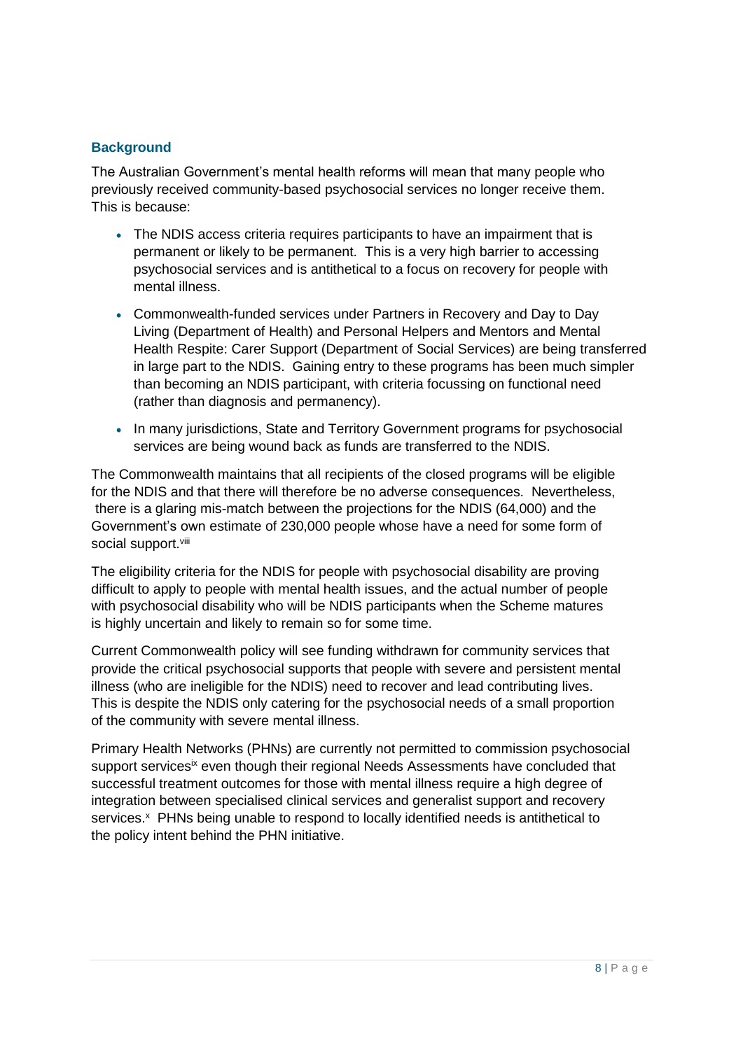## Background

The Australian Government's mental health reforms will mean that many people who previously received community-based psychosocial services no longer receive them. This is because:

- The NDIS access criteria requires participants to have an impairment that is permanent or likely to be permanent. This is a very high barrier to accessing psychosocial services and is antithetical to a focus on recovery for people with mental illness.
- Commonwealth-funded services under Partners in Recovery and Day to Day Living (Department of Health) and Personal Helpers and Mentors and Mental Health Respite: Carer Support (Department of Social Services) are being transferred in large part to the NDIS. Gaining entry to these programs has been much simpler than becoming an NDIS participant, with criteria focussing on functional need (rather than diagnosis and permanency).
- In many jurisdictions, State and Territory Government programs for psychosocial services are being wound back as funds are transferred to the NDIS.

The Commonwealth maintains that all recipients of the closed programs will be eligible for the NDIS and that there will therefore be no adverse consequences. Nevertheless, there is a glaring mis-match between the projections for the NDIS (64,000) and the Government's own estimate of 230,000 people whose have a need for some form of social support.[viii]

The eligibility criteria for the NDIS for people with psychosocial disability are proving difficult to apply to people with mental health issues, and the actual number of people with psychosocial disability who will be NDIS participants when the Scheme matures is highly uncertain and likely to remain so for some time.

Current Commonwealth policy will see funding withdrawn for community services that provide the critical psychosocial supports that people with severe and persistent mental illness (who are ineligible for the NDIS) need to recover and lead contributing lives. This is despite the NDIS only catering for the psychosocial needs of a small proportion of the community with severe mental illness.

Primary Health Networks (PHNs) are currently not permitted to commission psychosocial support services[ix] even though their regional Needs Assessments have concluded that successful treatment outcomes for those with mental illness require a high degree of integration between specialised clinical services and generalist support and recovery services.[x] PHNs being unable to respond to locally identified needs is antithetical to the policy intent behind the PHN initiative.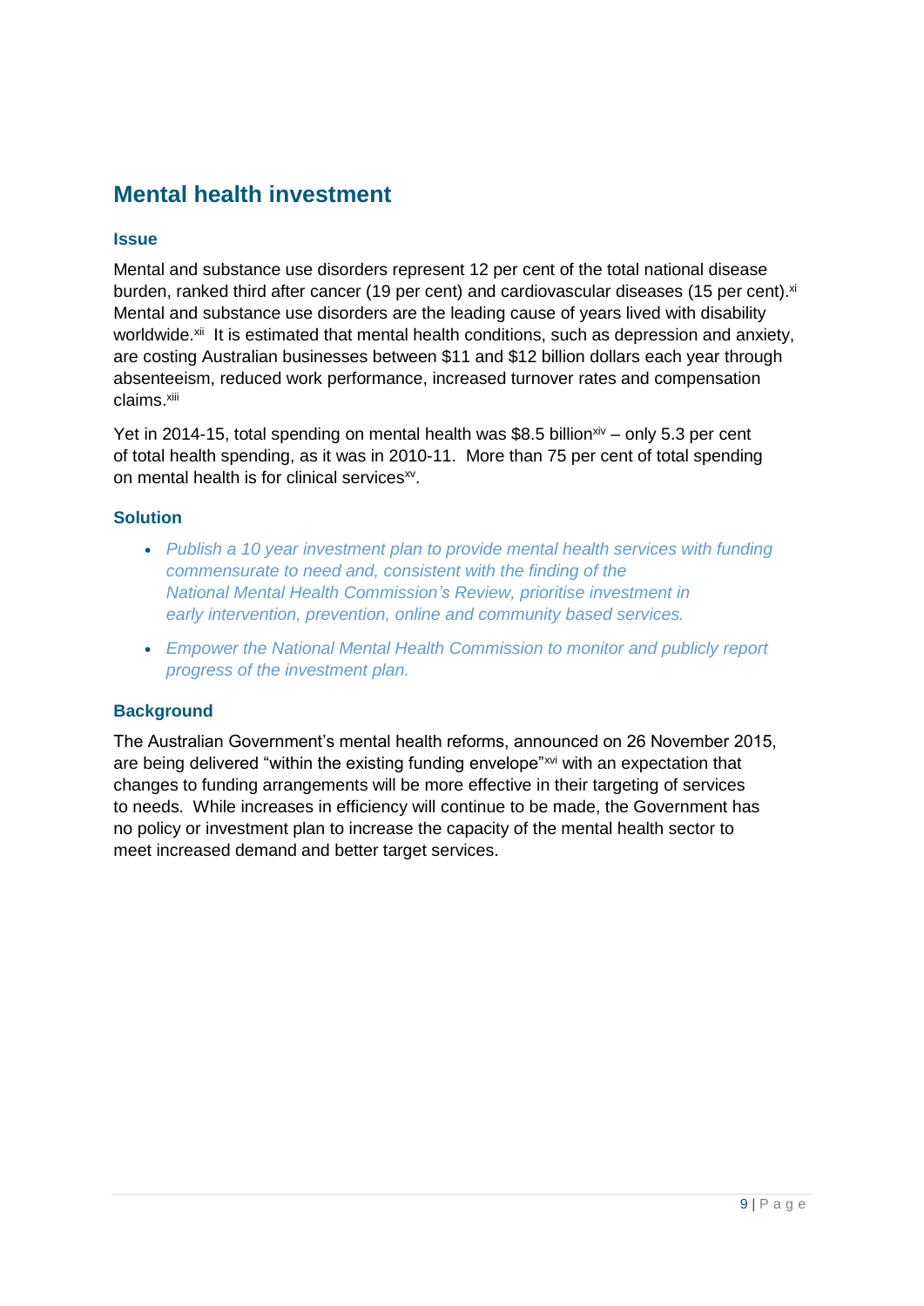## Mental health investment

### Issue

Mental and substance use disorders represent 12 per cent of the total national disease burden, ranked third after cancer (19 per cent) and cardiovascular diseases (15 per cent).[xi] Mental and substance use disorders are the leading cause of years lived with disability worldwide.[xii] It is estimated that mental health conditions, such as depression and anxiety, are costing Australian businesses between $11 and $12 billion dollars each year through absenteeism, reduced work performance, increased turnover rates and compensation claims.[xiii]

Yet in 2014-15, total spending on mental health was $8.5 billion[xiv] – only 5.3 per cent of total health spending, as it was in 2010-11. More than 75 per cent of total spending on mental health is for clinical services[xv].

### Solution

- *Publish a 10 year investment plan to provide mental health services with funding commensurate to need and, consistent with the finding of the National Mental Health Commission's Review, prioritise investment in early intervention, prevention, online and community based services.*
- *Empower the National Mental Health Commission to monitor and publicly report progress of the investment plan.*

### Background

The Australian Government's mental health reforms, announced on 26 November 2015, are being delivered "within the existing funding envelope"[xvi] with an expectation that changes to funding arrangements will be more effective in their targeting of services to needs. While increases in efficiency will continue to be made, the Government has no policy or investment plan to increase the capacity of the mental health sector to meet increased demand and better target services.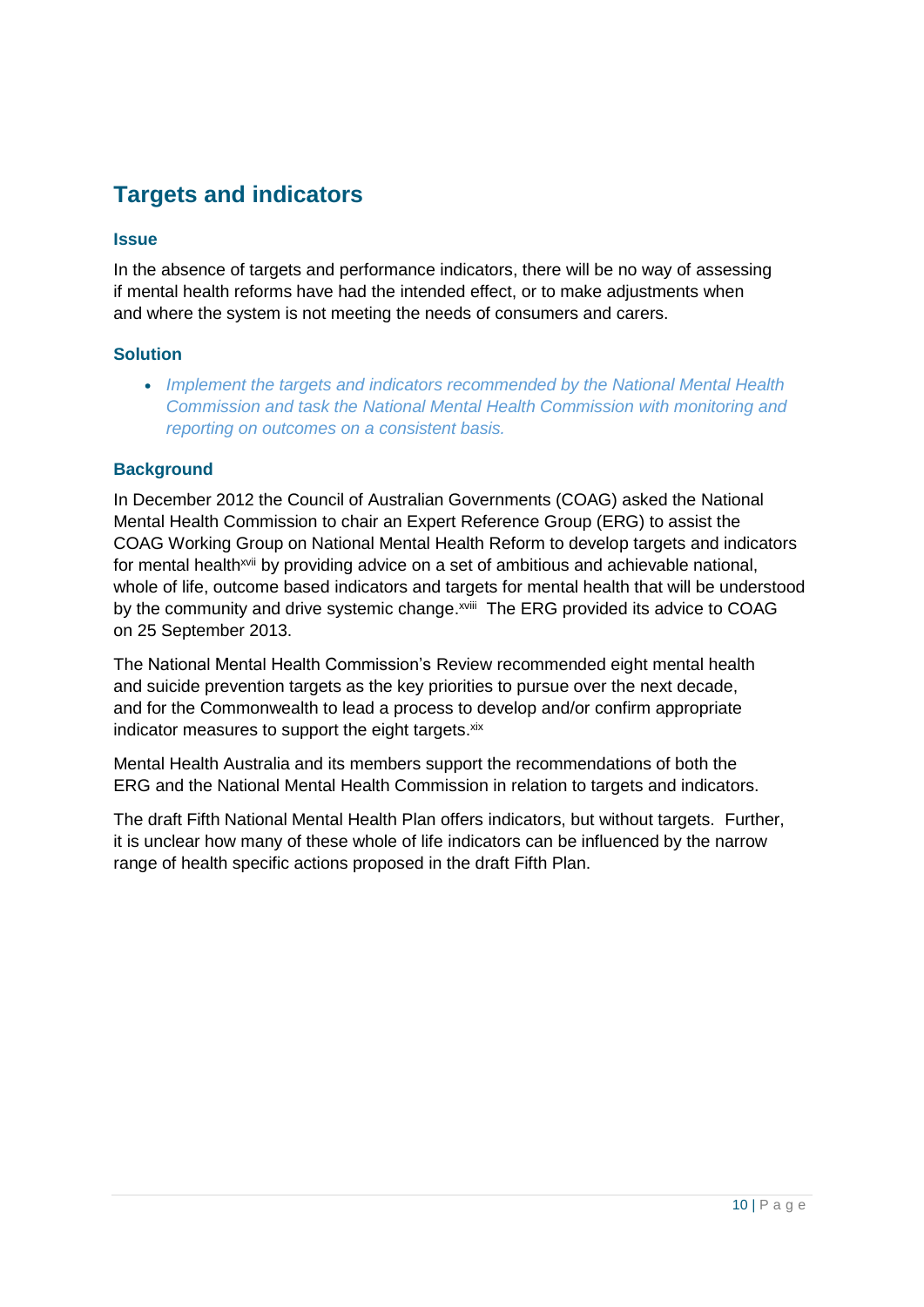## Targets and indicators

### Issue

In the absence of targets and performance indicators, there will be no way of assessing if mental health reforms have had the intended effect, or to make adjustments when and where the system is not meeting the needs of consumers and carers.

### Solution

- *Implement the targets and indicators recommended by the National Mental Health Commission and task the National Mental Health Commission with monitoring and reporting on outcomes on a consistent basis.*

### Background

In December 2012 the Council of Australian Governments (COAG) asked the National Mental Health Commission to chair an Expert Reference Group (ERG) to assist the COAG Working Group on National Mental Health Reform to develop targets and indicators for mental health[xvii] by providing advice on a set of ambitious and achievable national, whole of life, outcome based indicators and targets for mental health that will be understood by the community and drive systemic change.[xviii] The ERG provided its advice to COAG on 25 September 2013.

The National Mental Health Commission's Review recommended eight mental health and suicide prevention targets as the key priorities to pursue over the next decade, and for the Commonwealth to lead a process to develop and/or confirm appropriate indicator measures to support the eight targets.[xix]

Mental Health Australia and its members support the recommendations of both the ERG and the National Mental Health Commission in relation to targets and indicators.

The draft Fifth National Mental Health Plan offers indicators, but without targets. Further, it is unclear how many of these whole of life indicators can be influenced by the narrow range of health specific actions proposed in the draft Fifth Plan.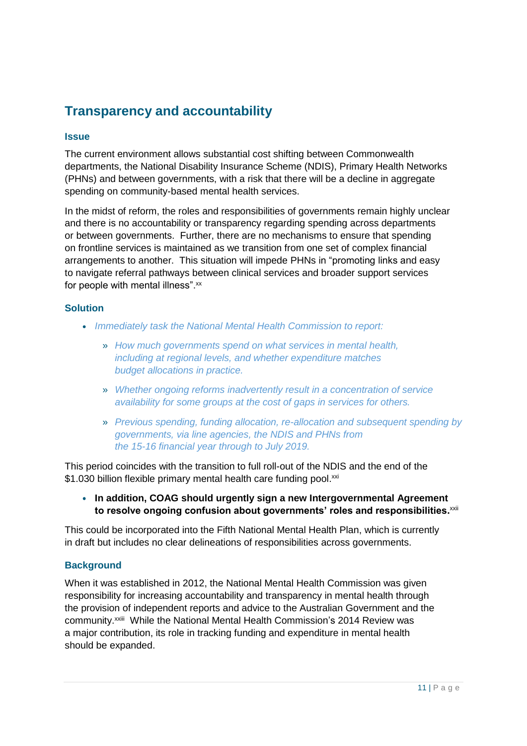## Transparency and accountability

### Issue

The current environment allows substantial cost shifting between Commonwealth departments, the National Disability Insurance Scheme (NDIS), Primary Health Networks (PHNs) and between governments, with a risk that there will be a decline in aggregate spending on community-based mental health services.

In the midst of reform, the roles and responsibilities of governments remain highly unclear and there is no accountability or transparency regarding spending across departments or between governments. Further, there are no mechanisms to ensure that spending on frontline services is maintained as we transition from one set of complex financial arrangements to another. This situation will impede PHNs in "promoting links and easy to navigate referral pathways between clinical services and broader support services for people with mental illness".[xx]

### Solution

- *Immediately task the National Mental Health Commission to report:*
  - *How much governments spend on what services in mental health, including at regional levels, and whether expenditure matches budget allocations in practice.*
  - *Whether ongoing reforms inadvertently result in a concentration of service availability for some groups at the cost of gaps in services for others.*
  - *Previous spending, funding allocation, re-allocation and subsequent spending by governments, via line agencies, the NDIS and PHNs from the 15-16 financial year through to July 2019.*

This period coincides with the transition to full roll-out of the NDIS and the end of the $1.030 billion flexible primary mental health care funding pool.[xxi]

- **In addition, COAG should urgently sign a new Intergovernmental Agreement to resolve ongoing confusion about governments' roles and responsibilities.**[xxii]

This could be incorporated into the Fifth National Mental Health Plan, which is currently in draft but includes no clear delineations of responsibilities across governments.

### Background

When it was established in 2012, the National Mental Health Commission was given responsibility for increasing accountability and transparency in mental health through the provision of independent reports and advice to the Australian Government and the community.[xxiii] While the National Mental Health Commission's 2014 Review was a major contribution, its role in tracking funding and expenditure in mental health should be expanded.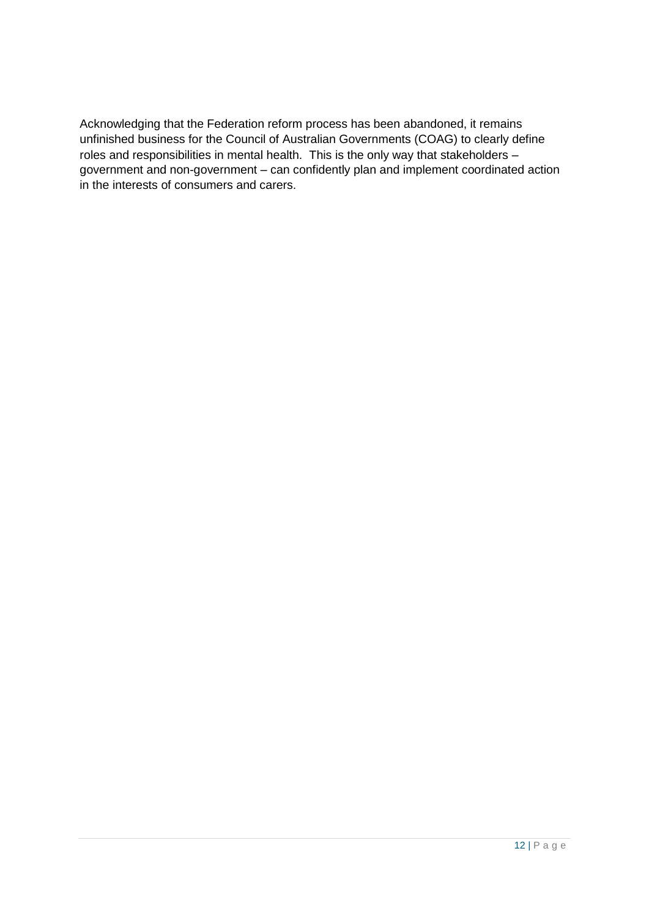Acknowledging that the Federation reform process has been abandoned, it remains unfinished business for the Council of Australian Governments (COAG) to clearly define roles and responsibilities in mental health.  This is the only way that stakeholders – government and non-government – can confidently plan and implement coordinated action in the interests of consumers and carers.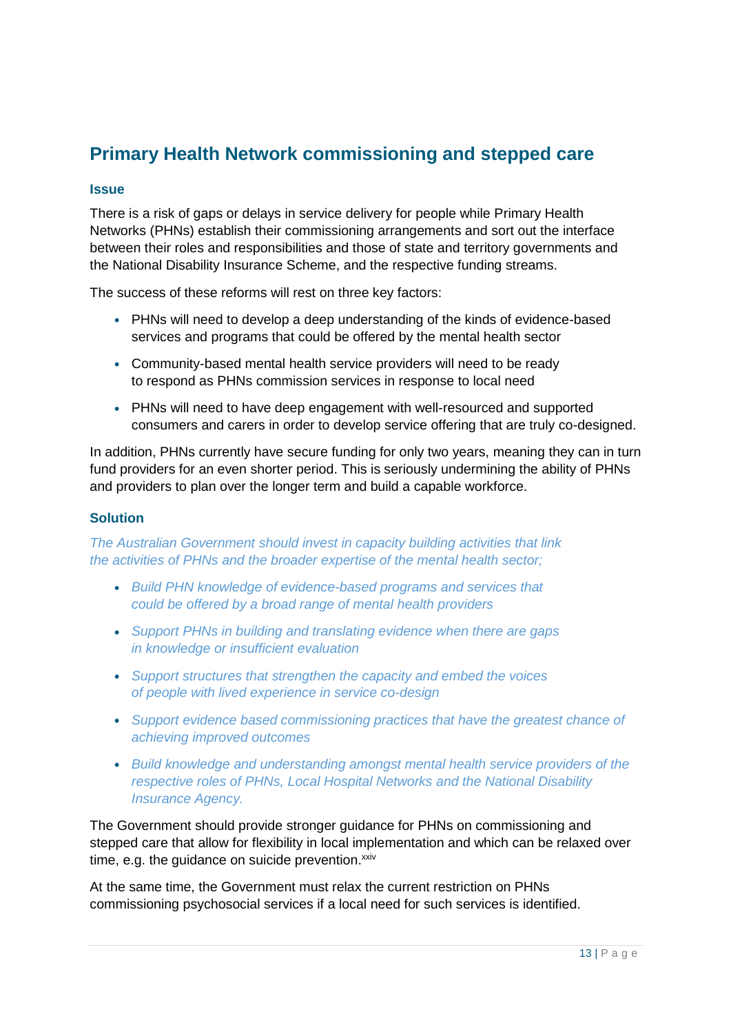## Primary Health Network commissioning and stepped care

### Issue

There is a risk of gaps or delays in service delivery for people while Primary Health Networks (PHNs) establish their commissioning arrangements and sort out the interface between their roles and responsibilities and those of state and territory governments and the National Disability Insurance Scheme, and the respective funding streams.

The success of these reforms will rest on three key factors:

- PHNs will need to develop a deep understanding of the kinds of evidence-based services and programs that could be offered by the mental health sector
- Community-based mental health service providers will need to be ready to respond as PHNs commission services in response to local need
- PHNs will need to have deep engagement with well-resourced and supported consumers and carers in order to develop service offering that are truly co-designed.

In addition, PHNs currently have secure funding for only two years, meaning they can in turn fund providers for an even shorter period. This is seriously undermining the ability of PHNs and providers to plan over the longer term and build a capable workforce.

### Solution

*The Australian Government should invest in capacity building activities that link the activities of PHNs and the broader expertise of the mental health sector;*

- *Build PHN knowledge of evidence-based programs and services that could be offered by a broad range of mental health providers*
- *Support PHNs in building and translating evidence when there are gaps in knowledge or insufficient evaluation*
- *Support structures that strengthen the capacity and embed the voices of people with lived experience in service co-design*
- *Support evidence based commissioning practices that have the greatest chance of achieving improved outcomes*
- *Build knowledge and understanding amongst mental health service providers of the respective roles of PHNs, Local Hospital Networks and the National Disability Insurance Agency.*

The Government should provide stronger guidance for PHNs on commissioning and stepped care that allow for flexibility in local implementation and which can be relaxed over time, e.g. the guidance on suicide prevention.[xxiv]

At the same time, the Government must relax the current restriction on PHNs commissioning psychosocial services if a local need for such services is identified.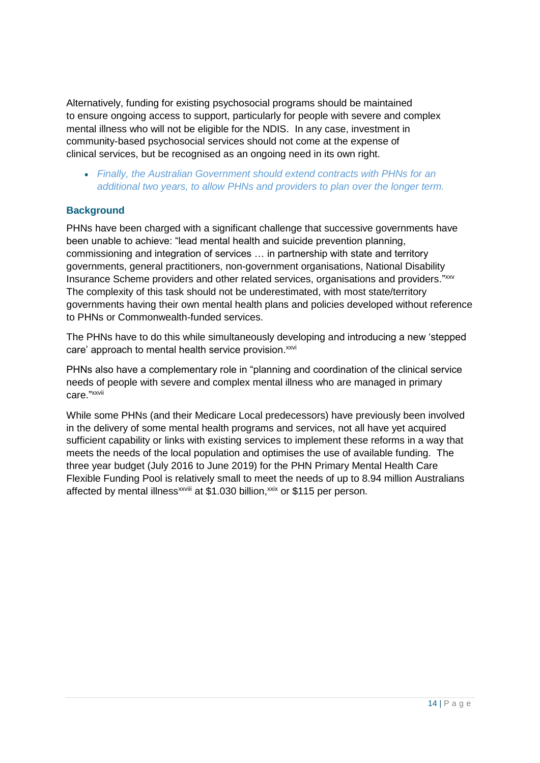Alternatively, funding for existing psychosocial programs should be maintained to ensure ongoing access to support, particularly for people with severe and complex mental illness who will not be eligible for the NDIS. In any case, investment in community-based psychosocial services should not come at the expense of clinical services, but be recognised as an ongoing need in its own right.

- *Finally, the Australian Government should extend contracts with PHNs for an additional two years, to allow PHNs and providers to plan over the longer term.*

### Background

PHNs have been charged with a significant challenge that successive governments have been unable to achieve: "lead mental health and suicide prevention planning, commissioning and integration of services … in partnership with state and territory governments, general practitioners, non-government organisations, National Disability Insurance Scheme providers and other related services, organisations and providers."[xxv] The complexity of this task should not be underestimated, with most state/territory governments having their own mental health plans and policies developed without reference to PHNs or Commonwealth-funded services.

The PHNs have to do this while simultaneously developing and introducing a new 'stepped care' approach to mental health service provision.[xxvi]

PHNs also have a complementary role in "planning and coordination of the clinical service needs of people with severe and complex mental illness who are managed in primary care."[xxvii]

While some PHNs (and their Medicare Local predecessors) have previously been involved in the delivery of some mental health programs and services, not all have yet acquired sufficient capability or links with existing services to implement these reforms in a way that meets the needs of the local population and optimises the use of available funding. The three year budget (July 2016 to June 2019) for the PHN Primary Mental Health Care Flexible Funding Pool is relatively small to meet the needs of up to 8.94 million Australians affected by mental illness[xxviii] at $1.030 billion,[xxix] or $115 per person.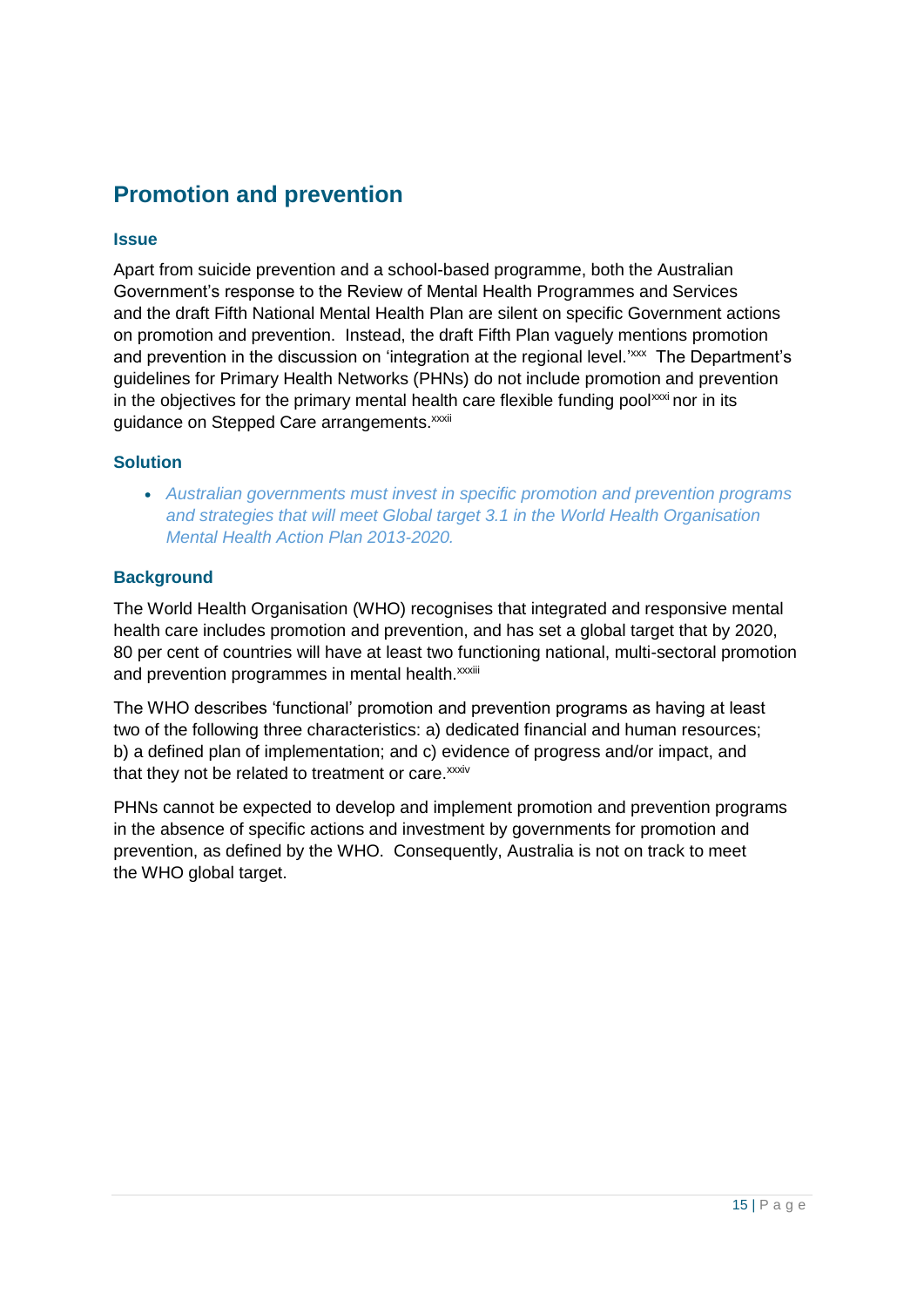## Promotion and prevention

### Issue

Apart from suicide prevention and a school-based programme, both the Australian Government's response to the Review of Mental Health Programmes and Services and the draft Fifth National Mental Health Plan are silent on specific Government actions on promotion and prevention. Instead, the draft Fifth Plan vaguely mentions promotion and prevention in the discussion on 'integration at the regional level.'[xxx] The Department's guidelines for Primary Health Networks (PHNs) do not include promotion and prevention in the objectives for the primary mental health care flexible funding pool[xxxi] nor in its guidance on Stepped Care arrangements.[xxxii]

### Solution

- *Australian governments must invest in specific promotion and prevention programs and strategies that will meet Global target 3.1 in the World Health Organisation Mental Health Action Plan 2013-2020.*

### Background

The World Health Organisation (WHO) recognises that integrated and responsive mental health care includes promotion and prevention, and has set a global target that by 2020, 80 per cent of countries will have at least two functioning national, multi-sectoral promotion and prevention programmes in mental health.[xxxiii]

The WHO describes 'functional' promotion and prevention programs as having at least two of the following three characteristics: a) dedicated financial and human resources; b) a defined plan of implementation; and c) evidence of progress and/or impact, and that they not be related to treatment or care.[xxxiv]

PHNs cannot be expected to develop and implement promotion and prevention programs in the absence of specific actions and investment by governments for promotion and prevention, as defined by the WHO. Consequently, Australia is not on track to meet the WHO global target.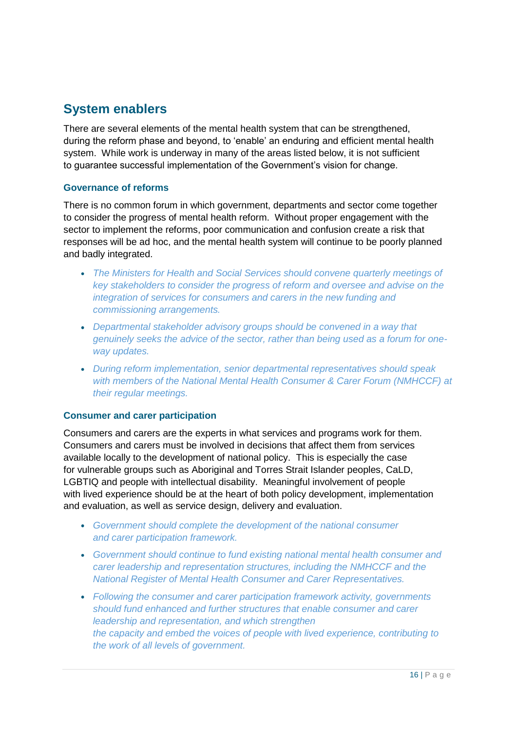## System enablers

There are several elements of the mental health system that can be strengthened, during the reform phase and beyond, to 'enable' an enduring and efficient mental health system. While work is underway in many of the areas listed below, it is not sufficient to guarantee successful implementation of the Government's vision for change.

### Governance of reforms

There is no common forum in which government, departments and sector come together to consider the progress of mental health reform. Without proper engagement with the sector to implement the reforms, poor communication and confusion create a risk that responses will be ad hoc, and the mental health system will continue to be poorly planned and badly integrated.

- *The Ministers for Health and Social Services should convene quarterly meetings of key stakeholders to consider the progress of reform and oversee and advise on the integration of services for consumers and carers in the new funding and commissioning arrangements.*
- *Departmental stakeholder advisory groups should be convened in a way that genuinely seeks the advice of the sector, rather than being used as a forum for one-way updates.*
- *During reform implementation, senior departmental representatives should speak with members of the National Mental Health Consumer & Carer Forum (NMHCCF) at their regular meetings.*

### Consumer and carer participation

Consumers and carers are the experts in what services and programs work for them. Consumers and carers must be involved in decisions that affect them from services available locally to the development of national policy. This is especially the case for vulnerable groups such as Aboriginal and Torres Strait Islander peoples, CaLD, LGBTIQ and people with intellectual disability. Meaningful involvement of people with lived experience should be at the heart of both policy development, implementation and evaluation, as well as service design, delivery and evaluation.

- *Government should complete the development of the national consumer and carer participation framework.*
- *Government should continue to fund existing national mental health consumer and carer leadership and representation structures, including the NMHCCF and the National Register of Mental Health Consumer and Carer Representatives.*
- *Following the consumer and carer participation framework activity, governments should fund enhanced and further structures that enable consumer and carer leadership and representation, and which strengthen the capacity and embed the voices of people with lived experience, contributing to the work of all levels of government.*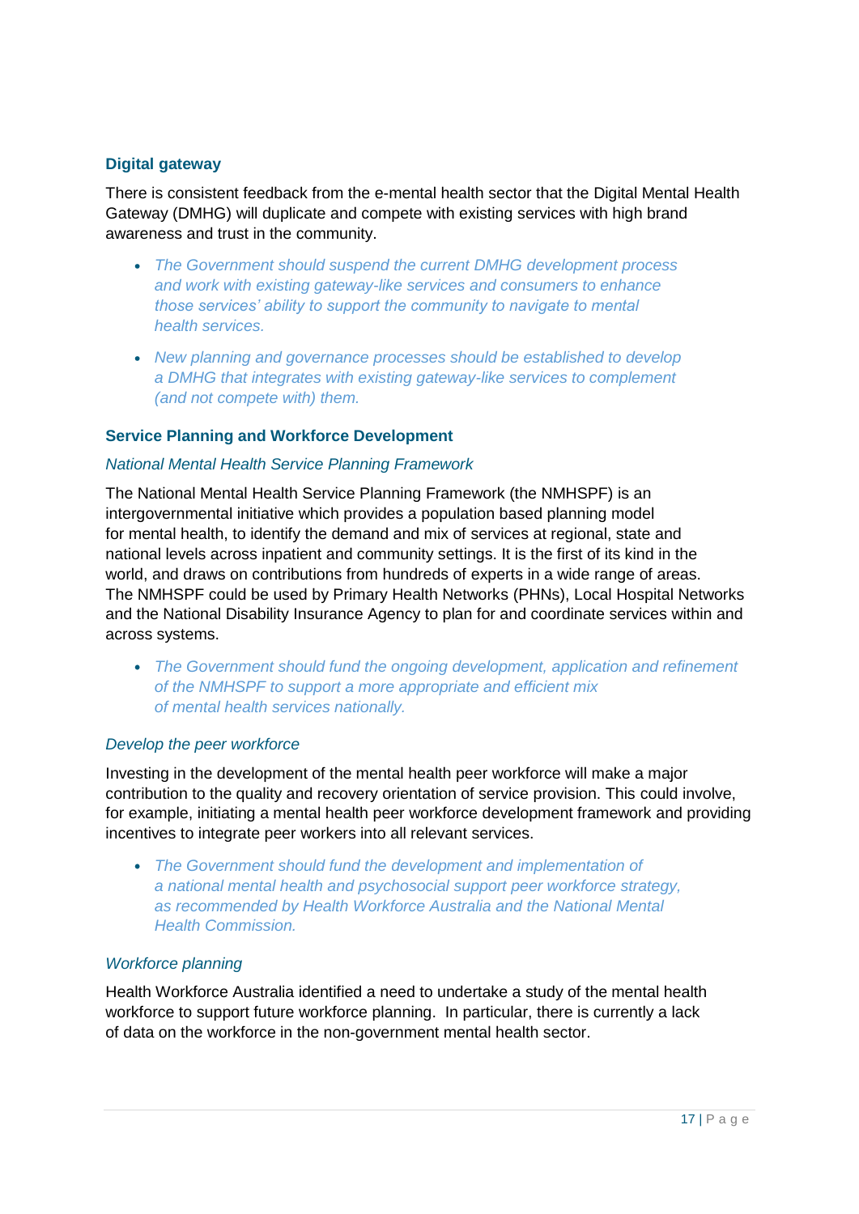### Digital gateway

There is consistent feedback from the e-mental health sector that the Digital Mental Health Gateway (DMHG) will duplicate and compete with existing services with high brand awareness and trust in the community.

- *The Government should suspend the current DMHG development process and work with existing gateway-like services and consumers to enhance those services' ability to support the community to navigate to mental health services.*
- *New planning and governance processes should be established to develop a DMHG that integrates with existing gateway-like services to complement (and not compete with) them.*

### Service Planning and Workforce Development

#### *National Mental Health Service Planning Framework*

The National Mental Health Service Planning Framework (the NMHSPF) is an intergovernmental initiative which provides a population based planning model for mental health, to identify the demand and mix of services at regional, state and national levels across inpatient and community settings. It is the first of its kind in the world, and draws on contributions from hundreds of experts in a wide range of areas. The NMHSPF could be used by Primary Health Networks (PHNs), Local Hospital Networks and the National Disability Insurance Agency to plan for and coordinate services within and across systems.

- *The Government should fund the ongoing development, application and refinement of the NMHSPF to support a more appropriate and efficient mix of mental health services nationally.*

#### *Develop the peer workforce*

Investing in the development of the mental health peer workforce will make a major contribution to the quality and recovery orientation of service provision. This could involve, for example, initiating a mental health peer workforce development framework and providing incentives to integrate peer workers into all relevant services.

- *The Government should fund the development and implementation of a national mental health and psychosocial support peer workforce strategy, as recommended by Health Workforce Australia and the National Mental Health Commission.*

#### *Workforce planning*

Health Workforce Australia identified a need to undertake a study of the mental health workforce to support future workforce planning. In particular, there is currently a lack of data on the workforce in the non-government mental health sector.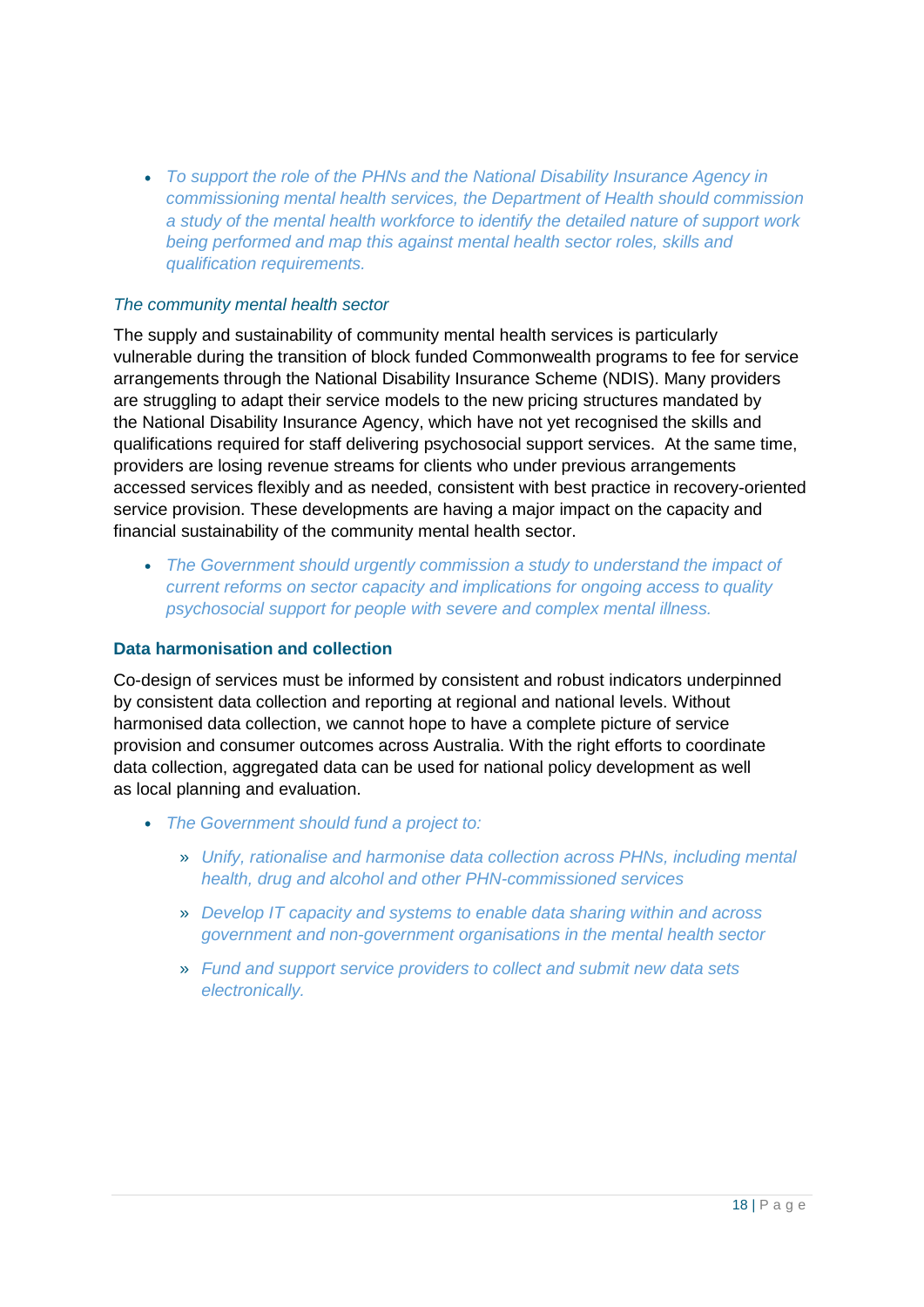- *To support the role of the PHNs and the National Disability Insurance Agency in commissioning mental health services, the Department of Health should commission a study of the mental health workforce to identify the detailed nature of support work being performed and map this against mental health sector roles, skills and qualification requirements.*

*The community mental health sector*

The supply and sustainability of community mental health services is particularly vulnerable during the transition of block funded Commonwealth programs to fee for service arrangements through the National Disability Insurance Scheme (NDIS). Many providers are struggling to adapt their service models to the new pricing structures mandated by the National Disability Insurance Agency, which have not yet recognised the skills and qualifications required for staff delivering psychosocial support services. At the same time, providers are losing revenue streams for clients who under previous arrangements accessed services flexibly and as needed, consistent with best practice in recovery-oriented service provision. These developments are having a major impact on the capacity and financial sustainability of the community mental health sector.

- *The Government should urgently commission a study to understand the impact of current reforms on sector capacity and implications for ongoing access to quality psychosocial support for people with severe and complex mental illness.*

### Data harmonisation and collection

Co-design of services must be informed by consistent and robust indicators underpinned by consistent data collection and reporting at regional and national levels. Without harmonised data collection, we cannot hope to have a complete picture of service provision and consumer outcomes across Australia. With the right efforts to coordinate data collection, aggregated data can be used for national policy development as well as local planning and evaluation.

- *The Government should fund a project to:*
  - *Unify, rationalise and harmonise data collection across PHNs, including mental health, drug and alcohol and other PHN-commissioned services*
  - *Develop IT capacity and systems to enable data sharing within and across government and non-government organisations in the mental health sector*
  - *Fund and support service providers to collect and submit new data sets electronically.*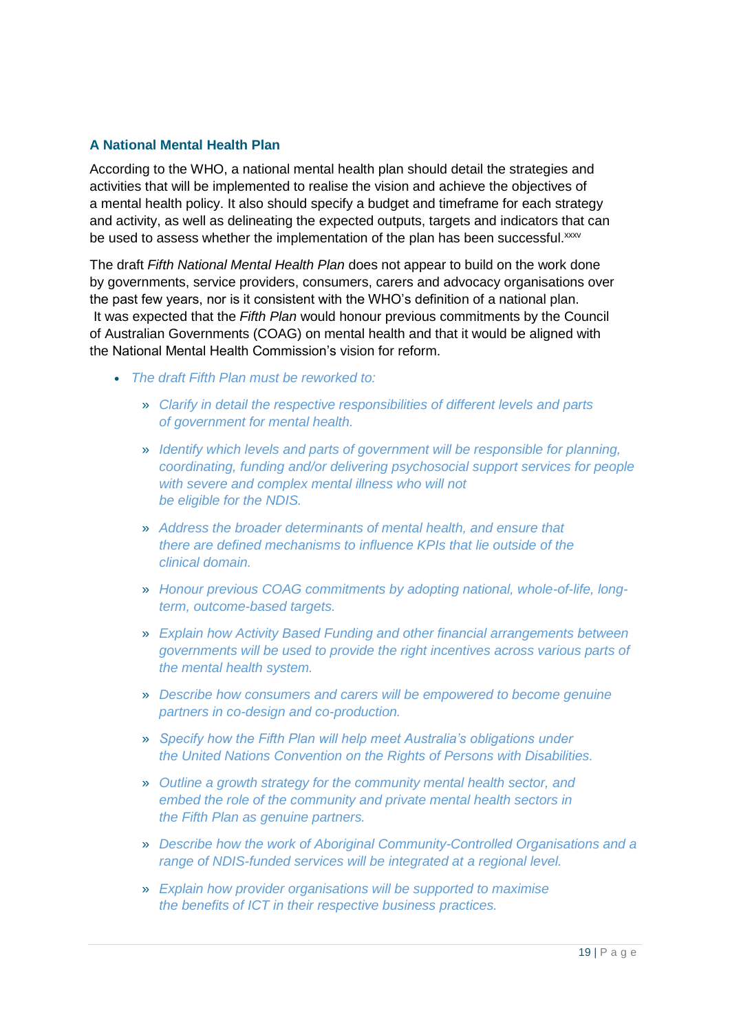## A National Mental Health Plan

According to the WHO, a national mental health plan should detail the strategies and activities that will be implemented to realise the vision and achieve the objectives of a mental health policy. It also should specify a budget and timeframe for each strategy and activity, as well as delineating the expected outputs, targets and indicators that can be used to assess whether the implementation of the plan has been successful.[xxxv]

The draft *Fifth National Mental Health Plan* does not appear to build on the work done by governments, service providers, consumers, carers and advocacy organisations over the past few years, nor is it consistent with the WHO's definition of a national plan. It was expected that the *Fifth Plan* would honour previous commitments by the Council of Australian Governments (COAG) on mental health and that it would be aligned with the National Mental Health Commission's vision for reform.

- *The draft Fifth Plan must be reworked to:*
  - *Clarify in detail the respective responsibilities of different levels and parts of government for mental health.*
  - *Identify which levels and parts of government will be responsible for planning, coordinating, funding and/or delivering psychosocial support services for people with severe and complex mental illness who will not be eligible for the NDIS.*
  - *Address the broader determinants of mental health, and ensure that there are defined mechanisms to influence KPIs that lie outside of the clinical domain.*
  - *Honour previous COAG commitments by adopting national, whole-of-life, long-term, outcome-based targets.*
  - *Explain how Activity Based Funding and other financial arrangements between governments will be used to provide the right incentives across various parts of the mental health system.*
  - *Describe how consumers and carers will be empowered to become genuine partners in co-design and co-production.*
  - *Specify how the Fifth Plan will help meet Australia's obligations under the United Nations Convention on the Rights of Persons with Disabilities.*
  - *Outline a growth strategy for the community mental health sector, and embed the role of the community and private mental health sectors in the Fifth Plan as genuine partners.*
  - *Describe how the work of Aboriginal Community-Controlled Organisations and a range of NDIS-funded services will be integrated at a regional level.*
  - *Explain how provider organisations will be supported to maximise the benefits of ICT in their respective business practices.*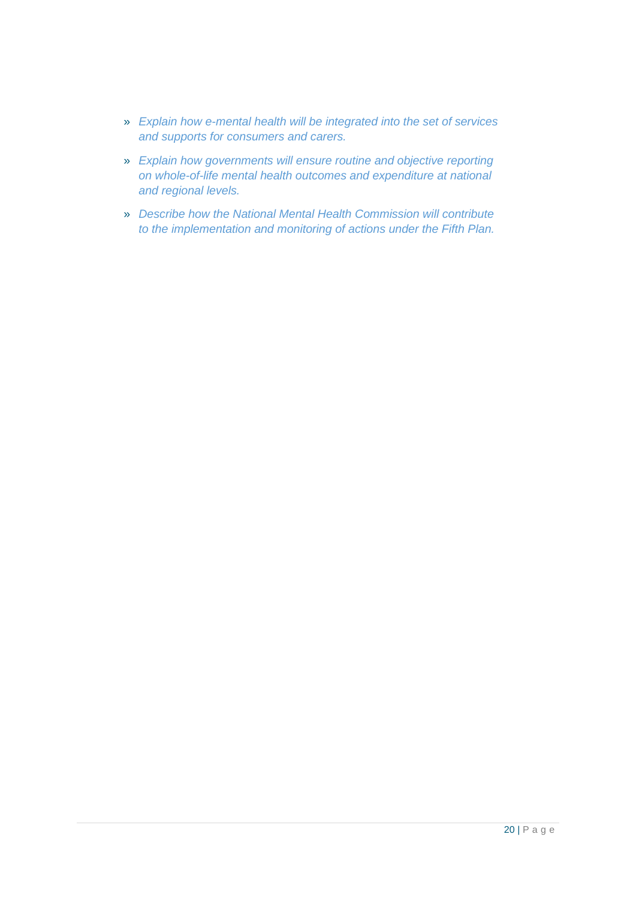- *Explain how e-mental health will be integrated into the set of services and supports for consumers and carers.*
- *Explain how governments will ensure routine and objective reporting on whole-of-life mental health outcomes and expenditure at national and regional levels.*
- *Describe how the National Mental Health Commission will contribute to the implementation and monitoring of actions under the Fifth Plan.*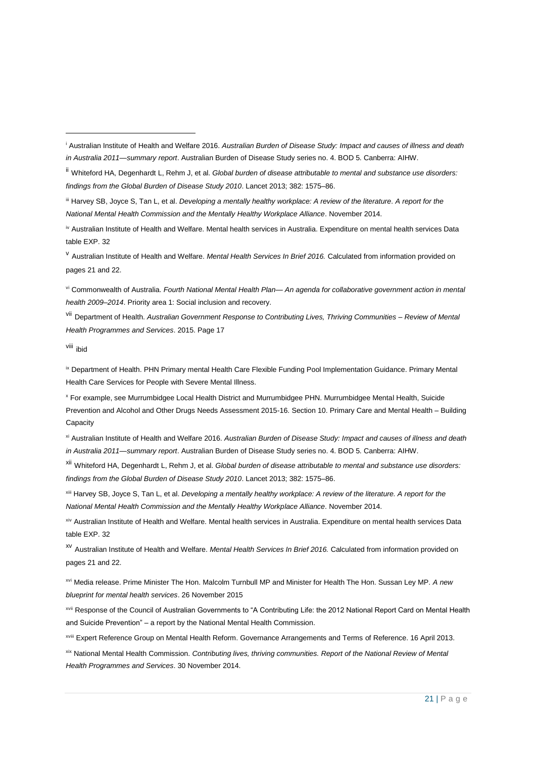[i] Australian Institute of Health and Welfare 2016. *Australian Burden of Disease Study: Impact and causes of illness and death in Australia 2011—summary report*. Australian Burden of Disease Study series no. 4. BOD 5. Canberra: AIHW.

[ii] Whiteford HA, Degenhardt L, Rehm J, et al. *Global burden of disease attributable to mental and substance use disorders: findings from the Global Burden of Disease Study 2010*. Lancet 2013; 382: 1575–86.

[iii] Harvey SB, Joyce S, Tan L, et al. *Developing a mentally healthy workplace: A review of the literature. A report for the National Mental Health Commission and the Mentally Healthy Workplace Alliance*. November 2014.

[iv] Australian Institute of Health and Welfare. Mental health services in Australia. Expenditure on mental health services Data table EXP. 32

[v] Australian Institute of Health and Welfare. *Mental Health Services In Brief 2016.* Calculated from information provided on pages 21 and 22.

[vi] Commonwealth of Australia. *Fourth National Mental Health Plan— An agenda for collaborative government action in mental health 2009–2014*. Priority area 1: Social inclusion and recovery.

[vii] Department of Health. *Australian Government Response to Contributing Lives, Thriving Communities – Review of Mental Health Programmes and Services*. 2015. Page 17

[viii] ibid

[ix] Department of Health. PHN Primary mental Health Care Flexible Funding Pool Implementation Guidance. Primary Mental Health Care Services for People with Severe Mental Illness.

[x] For example, see Murrumbidgee Local Health District and Murrumbidgee PHN. Murrumbidgee Mental Health, Suicide Prevention and Alcohol and Other Drugs Needs Assessment 2015-16. Section 10. Primary Care and Mental Health – Building Capacity

[xi] Australian Institute of Health and Welfare 2016. *Australian Burden of Disease Study: Impact and causes of illness and death in Australia 2011—summary report*. Australian Burden of Disease Study series no. 4. BOD 5. Canberra: AIHW.

[xii] Whiteford HA, Degenhardt L, Rehm J, et al. *Global burden of disease attributable to mental and substance use disorders: findings from the Global Burden of Disease Study 2010*. Lancet 2013; 382: 1575–86.

[xiii] Harvey SB, Joyce S, Tan L, et al. *Developing a mentally healthy workplace: A review of the literature. A report for the National Mental Health Commission and the Mentally Healthy Workplace Alliance*. November 2014.

[xiv] Australian Institute of Health and Welfare. Mental health services in Australia. Expenditure on mental health services Data table EXP. 32

[xv] Australian Institute of Health and Welfare. *Mental Health Services In Brief 2016.* Calculated from information provided on pages 21 and 22.

[xvi] Media release. Prime Minister The Hon. Malcolm Turnbull MP and Minister for Health The Hon. Sussan Ley MP. *A new blueprint for mental health services*. 26 November 2015

[xvii] Response of the Council of Australian Governments to "A Contributing Life: the 2012 National Report Card on Mental Health and Suicide Prevention" – a report by the National Mental Health Commission.

[xviii] Expert Reference Group on Mental Health Reform. Governance Arrangements and Terms of Reference. 16 April 2013.

[xix] National Mental Health Commission. *Contributing lives, thriving communities. Report of the National Review of Mental Health Programmes and Services*. 30 November 2014.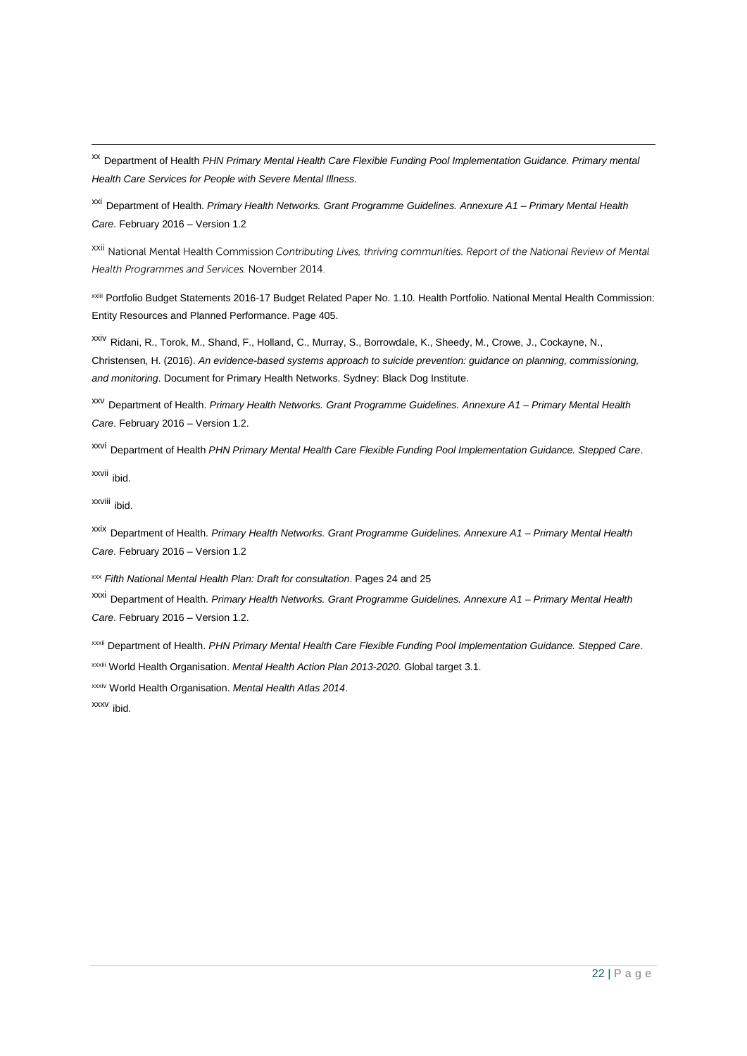[xx] Department of Health *PHN Primary Mental Health Care Flexible Funding Pool Implementation Guidance. Primary mental Health Care Services for People with Severe Mental Illness.*

[xxi] Department of Health. *Primary Health Networks. Grant Programme Guidelines. Annexure A1 – Primary Mental Health Care*. February 2016 – Version 1.2

[xxii] National Mental Health Commission *Contributing Lives, thriving communities. Report of the National Review of Mental Health Programmes and Services.* November 2014.

[xxiii] Portfolio Budget Statements 2016-17 Budget Related Paper No. 1.10. Health Portfolio. National Mental Health Commission: Entity Resources and Planned Performance. Page 405.

[xxiv] Ridani, R., Torok, M., Shand, F., Holland, C., Murray, S., Borrowdale, K., Sheedy, M., Crowe, J., Cockayne, N., Christensen, H. (2016). *An evidence-based systems approach to suicide prevention: guidance on planning, commissioning, and monitoring.* Document for Primary Health Networks. Sydney: Black Dog Institute.

[xxv] Department of Health. *Primary Health Networks. Grant Programme Guidelines. Annexure A1 – Primary Mental Health Care*. February 2016 – Version 1.2.

[xxvi] Department of Health *PHN Primary Mental Health Care Flexible Funding Pool Implementation Guidance. Stepped Care*.

[xxvii] ibid.

[xxviii] ibid.

[xxix] Department of Health. *Primary Health Networks. Grant Programme Guidelines. Annexure A1 – Primary Mental Health Care*. February 2016 – Version 1.2

[xxx] *Fifth National Mental Health Plan: Draft for consultation*. Pages 24 and 25

[xxxi] Department of Health. *Primary Health Networks. Grant Programme Guidelines. Annexure A1 – Primary Mental Health Care*. February 2016 – Version 1.2.

[xxxii] Department of Health. *PHN Primary Mental Health Care Flexible Funding Pool Implementation Guidance. Stepped Care*.

[xxxiii] World Health Organisation. *Mental Health Action Plan 2013-2020.* Global target 3.1.

[xxxiv] World Health Organisation. *Mental Health Atlas 2014*.

[xxxv] ibid.